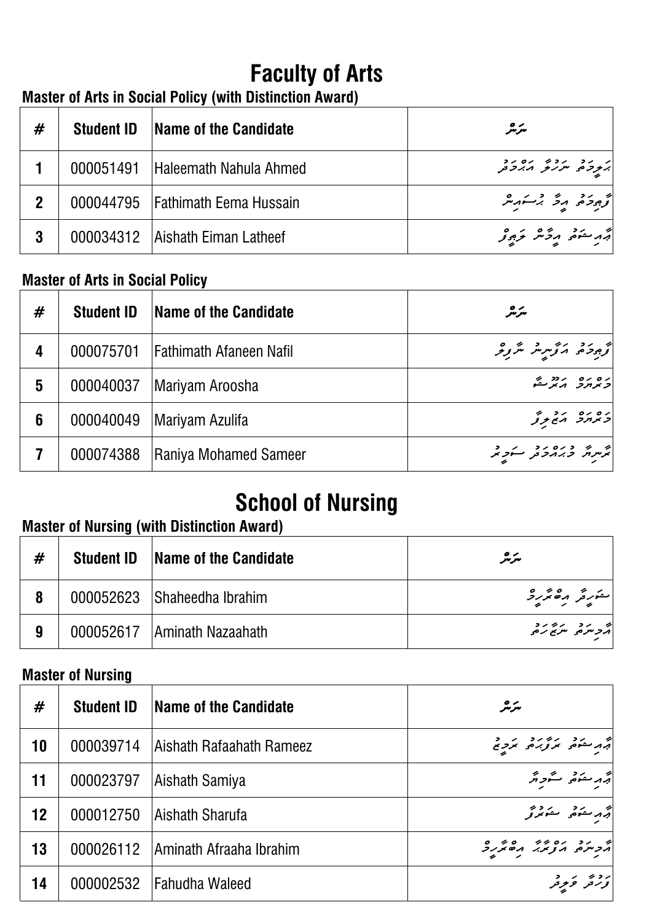# Faculty of Arts

### Master of Arts in Social Policy (with Distinction Award)

| # | Student ID | Name of the Candidate | ނަން |
|---|---|---|---|
| 1 | 000051491 | Haleemath Nahula Ahmed | ހަލީމަތު ނަހުލާ އަޙްމަދު |
| 2 | 000044795 | Fathimath Eema Hussain | ފާތިމަތު އީމާ ހުސައިން |
| 3 | 000034312 | Aishath Eiman Latheef | އާއިޝަތު އީމާން ލަޠީފް |

### Master of Arts in Social Policy

| # | Student ID | Name of the Candidate | ނަން |
|---|---|---|---|
| 4 | 000075701 | Fathimath Afaneen Nafil | ފާތިމަތު އަފާނީން ނާފިލް |
| 5 | 000040037 | Mariyam Aroosha | މަރިޔަމް އަރޫޝާ |
| 6 | 000040049 | Mariyam Azulifa | މަރިޔަމް އަޒުލީފާ |
| 7 | 000074388 | Raniya Mohamed Sameer | ރާނިޔާ މުޙައްމަދު ސަމީރު |

# School of Nursing

### Master of Nursing (with Distinction Award)

| # | Student ID | Name of the Candidate | ނަން |
|---|---|---|---|
| 8 | 000052623 | Shaheedha Ibrahim | ޝަހީދާ އިބްރާހީމް |
| 9 | 000052617 | Aminath Nazaahath | އާމިނަތު ނަޒާހަތު |

### Master of Nursing

| # | Student ID | Name of the Candidate | ނަން |
|---|---|---|---|
| 10 | 000039714 | Aishath Rafaahath Rameez | އާއިޝަތު ރަފާހަތު ރަމީޒު |
| 11 | 000023797 | Aishath Samiya | އާއިޝަތު ސާމިޔާ |
| 12 | 000012750 | Aishath Sharufa | އާއިޝަތު ޝަރުފާ |
| 13 | 000026112 | Aminath Afraaha Ibrahim | އާމިނަތު އަފްރާހާ އިބްރާހީމް |
| 14 | 000002532 | Fahudha Waleed | ފަހުދާ ވަލީދު |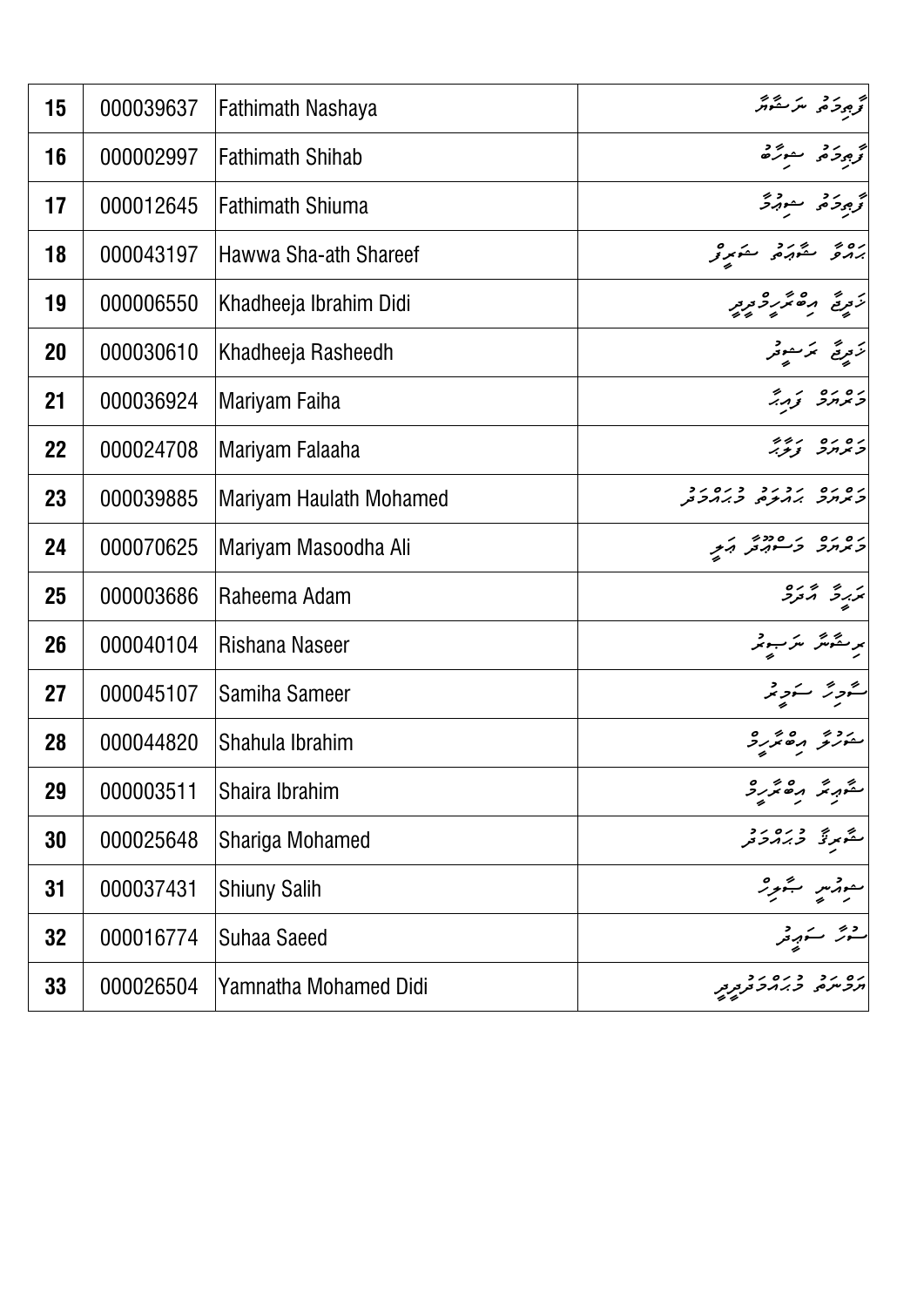| | | | |
|---|---|---|---|
| 15 | 000039637 | Fathimath Nashaya | ފާތިމަތު ނަޝާޔާ |
| 16 | 000002997 | Fathimath Shihab | ފާތިމަތު ޝިހާބު |
| 17 | 000012645 | Fathimath Shiuma | ފާތިމަތު ޝިއުމާ |
| 18 | 000043197 | Hawwa Sha-ath Shareef | ހައްވާ ޝާއަތު ޝަރީފު |
| 19 | 000006550 | Khadheeja Ibrahim Didi | ޚަދީޖާ އިބްރާހިމްދީދީ |
| 20 | 000030610 | Khadheeja Rasheedh | ޚަދީޖާ ރަޝީދު |
| 21 | 000036924 | Mariyam Faiha | މަރްޔަމް ފައިހާ |
| 22 | 000024708 | Mariyam Falaaha | މަރްޔަމް ފަލާހާ |
| 23 | 000039885 | Mariyam Haulath Mohamed | މަރްޔަމް ހައުލަތު މުޙައްމަދު |
| 24 | 000070625 | Mariyam Masoodha Ali | މަރްޔަމް މަސްއޫދާ ޢަލީ |
| 25 | 000003686 | Raheema Adam | ރަޙީމާ އާދަމް |
| 26 | 000040104 | Rishana Naseer | ރިޝާނާ ނަސީރު |
| 27 | 000045107 | Samiha Sameer | ސާމިހާ ސަމީރު |
| 28 | 000044820 | Shahula Ibrahim | ޝަހުލާ އިބްރާހިމް |
| 29 | 000003511 | Shaira Ibrahim | ޝާއިރާ އިބްރާހިމް |
| 30 | 000025648 | Shariga Mohamed | ޝާރިގާ މުޙައްމަދު |
| 31 | 000037431 | Shiuny Salih | ޝިއުނީ ޞާލިޙް |
| 32 | 000016774 | Suhaa Saeed | ސުހާ ސަޢީދު |
| 33 | 000026504 | Yamnatha Mohamed Didi | ޔަމްނަތާ މުޙައްމަދުދީދީ |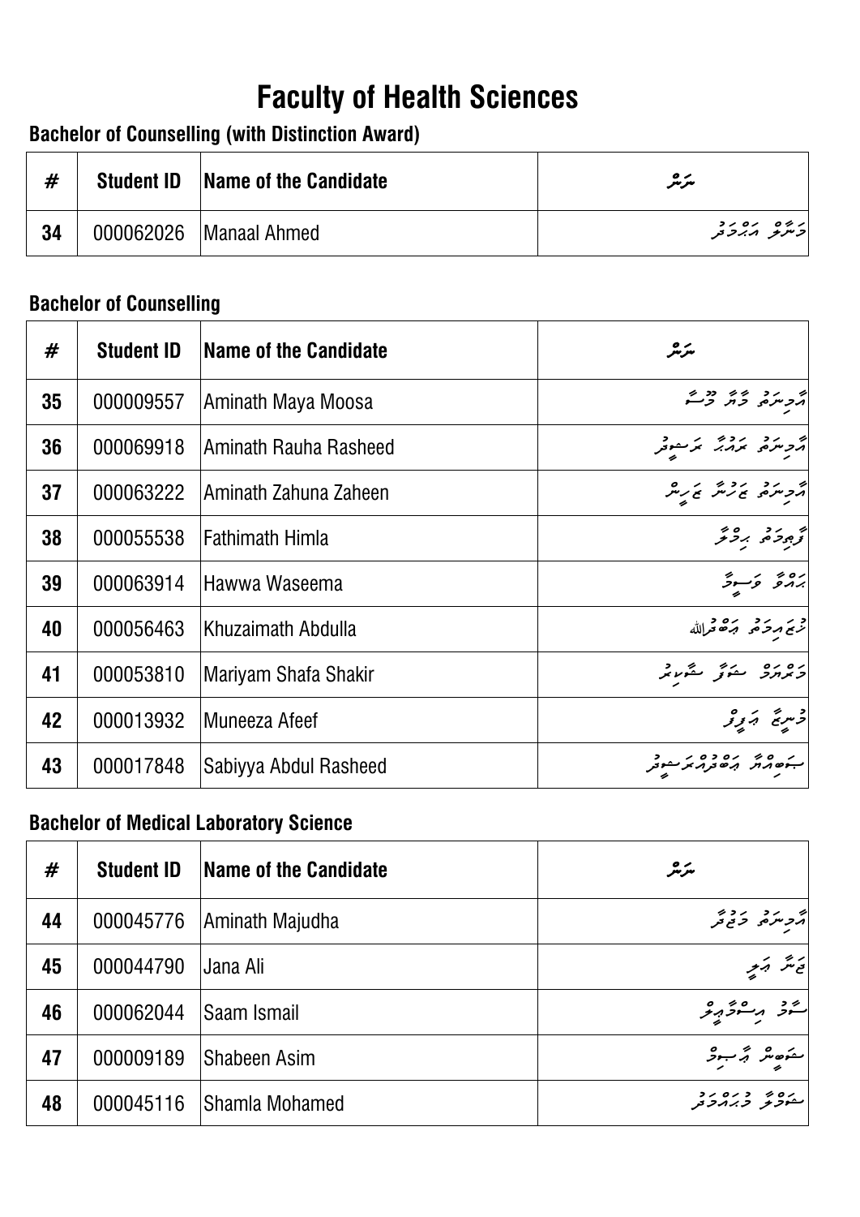# Faculty of Health Sciences

### Bachelor of Counselling (with Distinction Award)

| # | Student ID | Name of the Candidate | ނަން |
|---|---|---|---|
| 34 | 000062026 | Manaal Ahmed | މަނާލް އަޙްމަދު |

### Bachelor of Counselling

| # | Student ID | Name of the Candidate | ނަން |
|---|---|---|---|
| 35 | 000009557 | Aminath Maya Moosa | އާމިނަތު މާޔާ މޫސާ |
| 36 | 000069918 | Aminath Rauha Rasheed | އާމިނަތު ރައުހާ ރަޝީދު |
| 37 | 000063222 | Aminath Zahuna Zaheen | އާމިނަތު ޒަހުނާ ޒަހީން |
| 38 | 000055538 | Fathimath Himla | ފާތިމަތު ހިމްލާ |
| 39 | 000063914 | Hawwa Waseema | ހައްވާ ވަސީމާ |
| 40 | 000056463 | Khuzaimath Abdulla | ޚުޒައިމަތު عبدالله |
| 41 | 000053810 | Mariyam Shafa Shakir | މަރިޔަމް ޝަފާ ޝާކިރު |
| 42 | 000013932 | Muneeza Afeef | މުނީޒާ އަފީފް |
| 43 | 000017848 | Sabiyya Abdul Rasheed | ސަބިއްޔާ އަބްދުލްރަޝީދު |

### Bachelor of Medical Laboratory Science

| # | Student ID | Name of the Candidate | ނަން |
|---|---|---|---|
| 44 | 000045776 | Aminath Majudha | އާމިނަތު މަޖުދާ |
| 45 | 000044790 | Jana Ali | ޖަނާ އަލީ |
| 46 | 000062044 | Saam Ismail | ސާމް އިސްމާޢީލް |
| 47 | 000009189 | Shabeen Asim | ޝަބީން އާސިމް |
| 48 | 000045116 | Shamla Mohamed | ޝަމްލާ މުޙައްމަދު |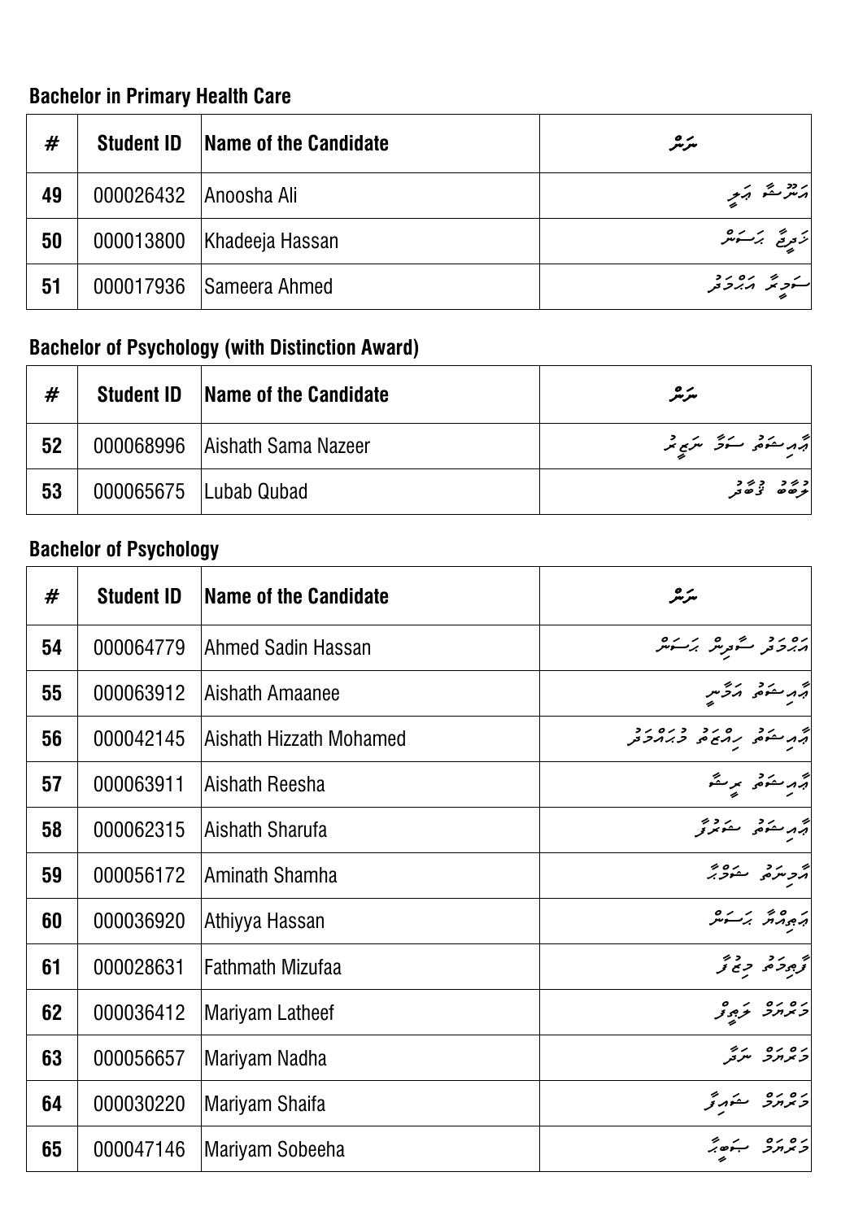### Bachelor in Primary Health Care

| # | Student ID | Name of the Candidate | ނަން |
|---|---|---|---|
| 49 | 000026432 | Anoosha Ali | އަނޫޝާ ޢަލީ |
| 50 | 000013800 | Khadeeja Hassan | ޚަދީޖާ ޙަސަން |
| 51 | 000017936 | Sameera Ahmed | ސަމީރާ އަޙްމަދު |

### Bachelor of Psychology (with Distinction Award)

| # | Student ID | Name of the Candidate | ނަން |
|---|---|---|---|
| 52 | 000068996 | Aishath Sama Nazeer | އާއިޝަތު ސަމާ ނަޒީރު |
| 53 | 000065675 | Lubab Qubad | ލުބާބް ޤުބާދު |

### Bachelor of Psychology

| # | Student ID | Name of the Candidate | ނަން |
|---|---|---|---|
| 54 | 000064779 | Ahmed Sadin Hassan | އަޙްމަދު ސާދިން ޙަސަން |
| 55 | 000063912 | Aishath Amaanee | އާއިޝަތު އަމާނީ |
| 56 | 000042145 | Aishath Hizzath Mohamed | އާއިޝަތު ހިއްޒަތު މުޙައްމަދު |
| 57 | 000063911 | Aishath Reesha | އާއިޝަތު ރީޝާ |
| 58 | 000062315 | Aishath Sharufa | އާއިޝަތު ޝަރުފާ |
| 59 | 000056172 | Aminath Shamha | އާމިނަތު ޝަމްހާ |
| 60 | 000036920 | Athiyya Hassan | ޢަތިއްޔާ ޙަސަން |
| 61 | 000028631 | Fathmath Mizufaa | ފާތިމަތު މިޒުފާ |
| 62 | 000036412 | Mariyam Latheef | މަރިޔަމް ލަޠީފް |
| 63 | 000056657 | Mariyam Nadha | މަރިޔަމް ނަދާ |
| 64 | 000030220 | Mariyam Shaifa | މަރިޔަމް ޝައިފާ |
| 65 | 000047146 | Mariyam Sobeeha | މަރިޔަމް ޞަބީޙާ |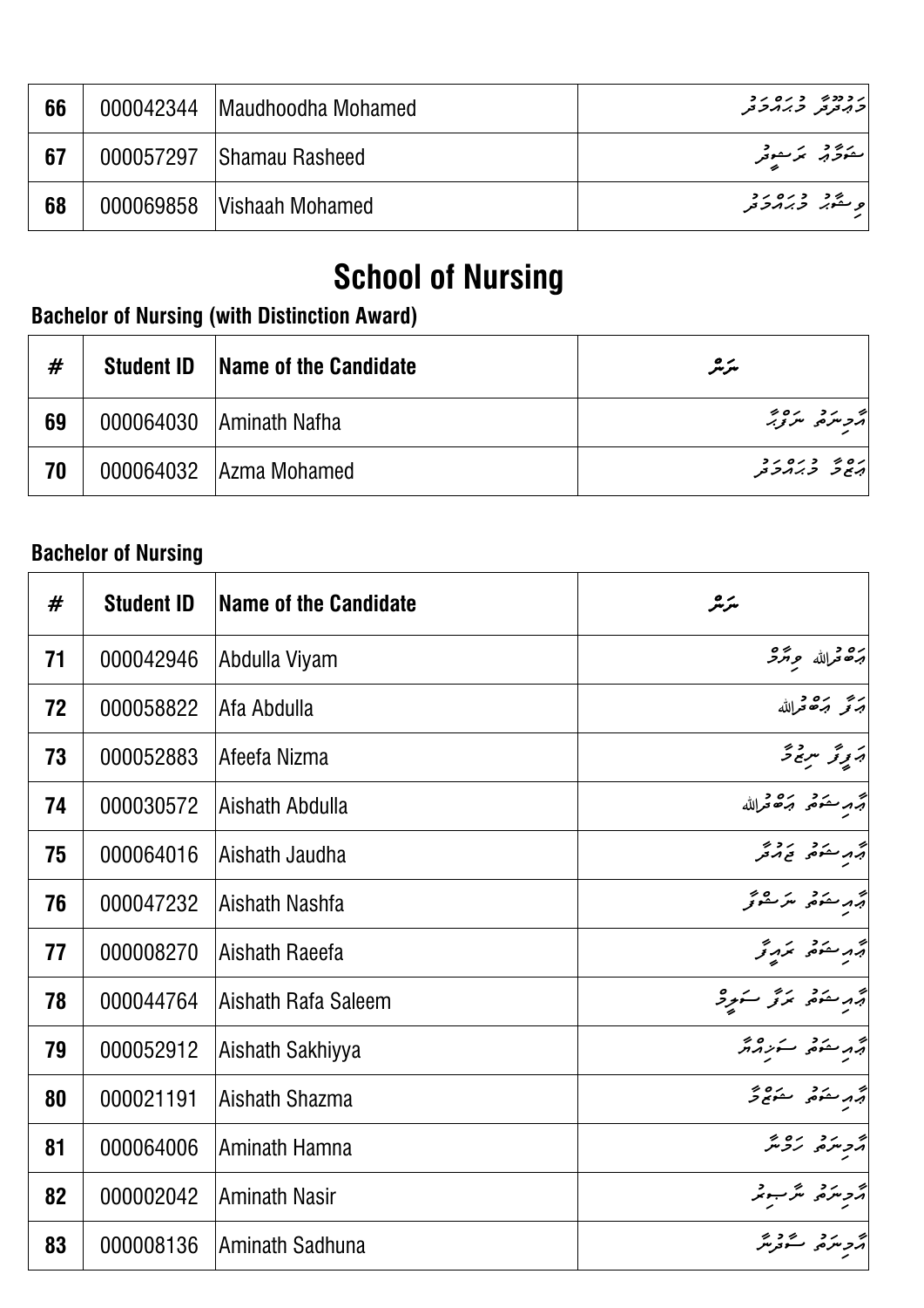| 66 | 000042344 | Maudhoodha Mohamed | މައުދޫދާ މުޙައްމަދު |
|---|---|---|---|
| 67 | 000057297 | Shamau Rasheed | ޝަމާއު ރަޝީދު |
| 68 | 000069858 | Vishaah Mohamed | ވިޝާހު މުޙައްމަދު |

# School of Nursing

### Bachelor of Nursing (with Distinction Award)

| # | Student ID | Name of the Candidate | ނަން |
|---|---|---|---|
| 69 | 000064030 | Aminath Nafha | އާމިނަތު ނަފްހާ |
| 70 | 000064032 | Azma Mohamed | އަޒްމާ މުޙައްމަދު |

### Bachelor of Nursing

| # | Student ID | Name of the Candidate | ނަން |
|---|---|---|---|
| 71 | 000042946 | Abdulla Viyam | އަބްދުﷲ ވިޔާމް |
| 72 | 000058822 | Afa Abdulla | އަފާ އަބްދުﷲ |
| 73 | 000052883 | Afeefa Nizma | އަފީފާ ނިޒްމާ |
| 74 | 000030572 | Aishath Abdulla | އާއިޝަތު އަބްދުﷲ |
| 75 | 000064016 | Aishath Jaudha | އާއިޝަތު ޖައުދާ |
| 76 | 000047232 | Aishath Nashfa | އާއިޝަތު ނަޝްފާ |
| 77 | 000008270 | Aishath Raeefa | އާއިޝަތު ރައީފާ |
| 78 | 000044764 | Aishath Rafa Saleem | އާއިޝަތު ރަފާ ސަލީމް |
| 79 | 000052912 | Aishath Sakhiyya | އާއިޝަތު ސަޚިއްޔާ |
| 80 | 000021191 | Aishath Shazma | އާއިޝަތު ޝަޒްމާ |
| 81 | 000064006 | Aminath Hamna | އާމިނަތު ހަމްނާ |
| 82 | 000002042 | Aminath Nasir | އާމިނަތު ނާސިރު |
| 83 | 000008136 | Aminath Sadhuna | އާމިނަތު ސާދުނާ |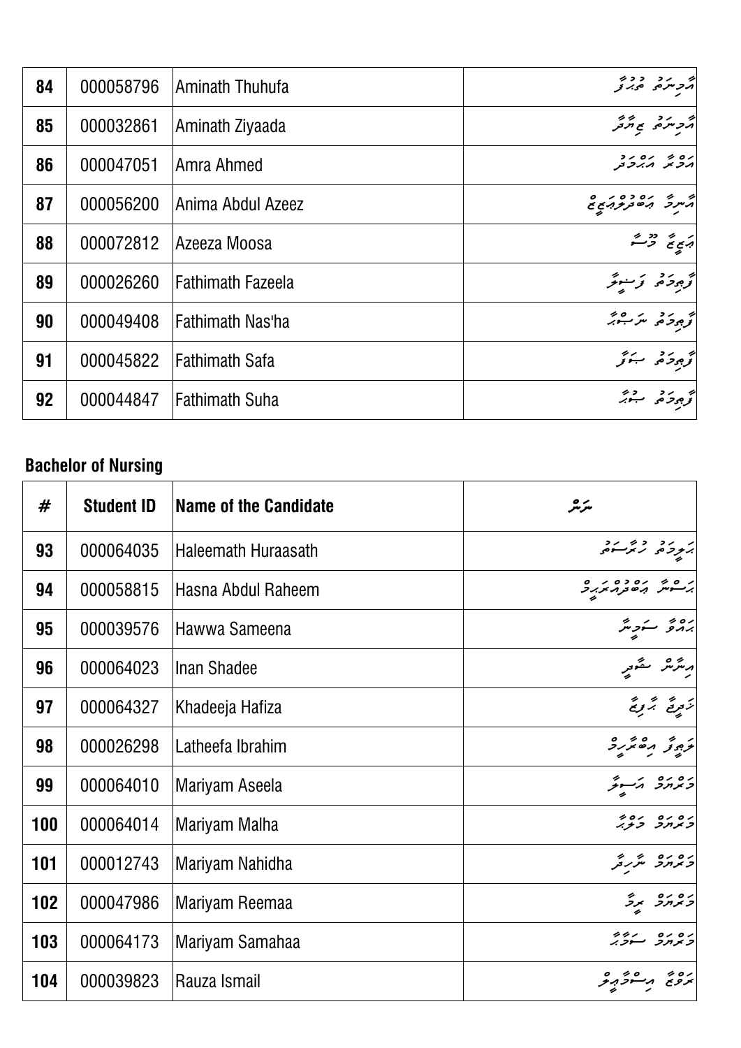| | | | |
|---|---|---|---|
| 84 | 000058796 | Aminath Thuhufa | އާމިނަތު ތުޙުފާ |
| 85 | 000032861 | Aminath Ziyaada | އާމިނަތު ޒިޔާދާ |
| 86 | 000047051 | Amra Ahmed | އަމްރާ އަޙްމަދު |
| 87 | 000056200 | Anima Abdul Azeez | އަނިމާ އަބްދުލްޢަޒީޒް |
| 88 | 000072812 | Azeeza Moosa | ޢަޒީޒާ މޫސާ |
| 89 | 000026260 | Fathimath Fazeela | ފާޠިމަތު ފަޟީލާ |
| 90 | 000049408 | Fathimath Nas'ha | ފާޠިމަތު ނަސްހާ |
| 91 | 000045822 | Fathimath Safa | ފާޠިމަތު ޞަފާ |
| 92 | 000044847 | Fathimath Suha | ފާޠިމަތު ސުހާ |

**Bachelor of Nursing**

| # | Student ID | Name of the Candidate | ނަން |
|---|---|---|---|
| 93 | 000064035 | Haleemath Huraasath | ހަލީމަތު ހުރާސަތު |
| 94 | 000058815 | Hasna Abdul Raheem | ހަސްނާ އަބްދުއްރަޙީމް |
| 95 | 000039576 | Hawwa Sameena | ޙައްވާ ސަމީނާ |
| 96 | 000064023 | Inan Shadee | އިނާން ޝާދީ |
| 97 | 000064327 | Khadeeja Hafiza | ޚަދީޖާ ހާފިޒާ |
| 98 | 000026298 | Latheefa Ibrahim | ލަޠީފާ އިބްރާހީމް |
| 99 | 000064010 | Mariyam Aseela | މަރިޔަމް އަސީލާ |
| 100 | 000064014 | Mariyam Malha | މަރިޔަމް މަލްހާ |
| 101 | 000012743 | Mariyam Nahidha | މަރިޔަމް ނާހިދާ |
| 102 | 000047986 | Mariyam Reemaa | މަރިޔަމް ރީމާ |
| 103 | 000064173 | Mariyam Samahaa | މަރިޔަމް ސަމާހާ |
| 104 | 000039823 | Rauza Ismail | ރަވްޟާ އިސްމާޢީލް |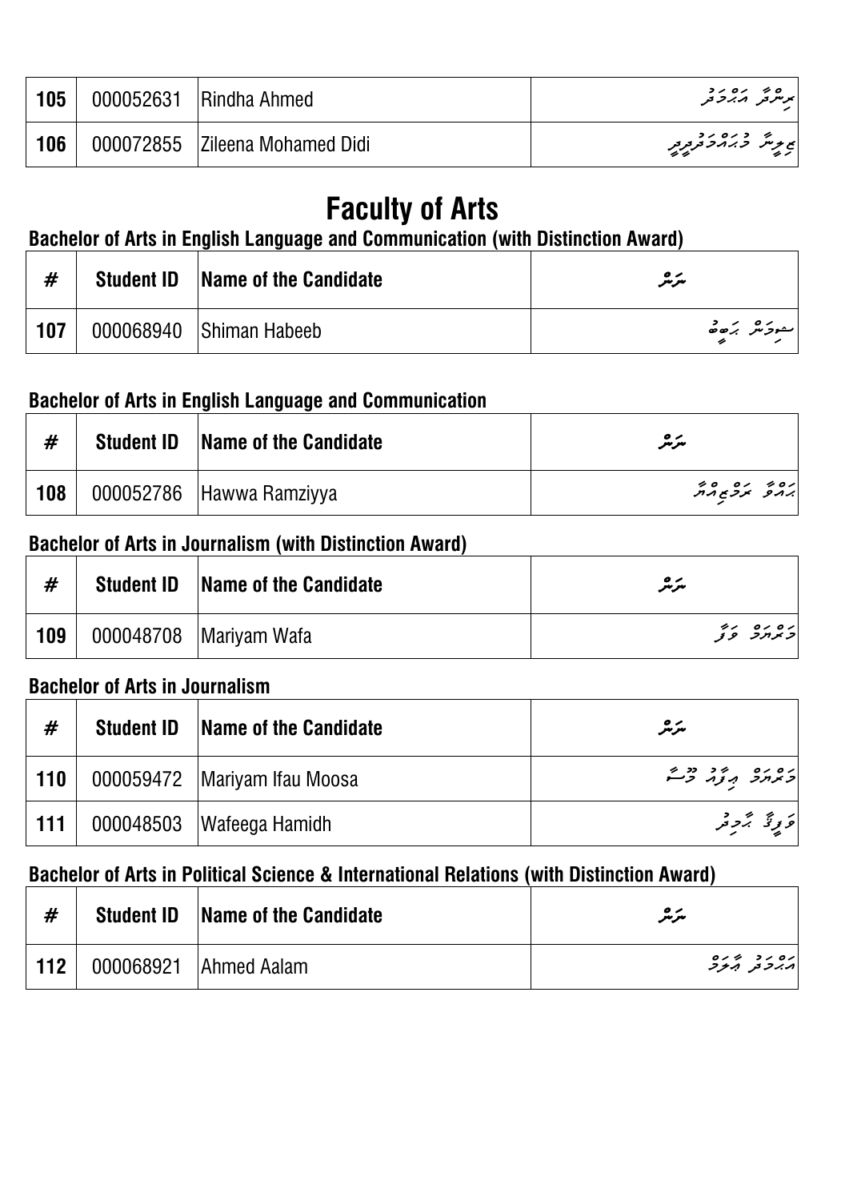| 105 | 000052631 | Rindha Ahmed | ރިނދާ އަޙްމަދު |
|---|---|---|---|
| 106 | 000072855 | Zileena Mohamed Didi | ޒިލީނާ މުޙައްމަދުދީދީ |

# Faculty of Arts

### Bachelor of Arts in English Language and Communication (with Distinction Award)

| # | Student ID | Name of the Candidate | ނަން |
|---|---|---|---|
| 107 | 000068940 | Shiman Habeeb | ޝިމާން ޙަބީބު |

### Bachelor of Arts in English Language and Communication

| # | Student ID | Name of the Candidate | ނަން |
|---|---|---|---|
| 108 | 000052786 | Hawwa Ramziyya | ޙައްވާ ރަމްޒިއްޔާ |

### Bachelor of Arts in Journalism (with Distinction Award)

| # | Student ID | Name of the Candidate | ނަން |
|---|---|---|---|
| 109 | 000048708 | Mariyam Wafa | މަރްޔަމް ވަފާ |

### Bachelor of Arts in Journalism

| # | Student ID | Name of the Candidate | ނަން |
|---|---|---|---|
| 110 | 000059472 | Mariyam Ifau Moosa | މަރްޔަމް އިފާއު މޫސާ |
| 111 | 000048503 | Wafeega Hamidh | ވަފީގާ ހާމިދު |

### Bachelor of Arts in Political Science & International Relations (with Distinction Award)

| # | Student ID | Name of the Candidate | ނަން |
|---|---|---|---|
| 112 | 000068921 | Ahmed Aalam | އަޙްމަދު އާލަމް |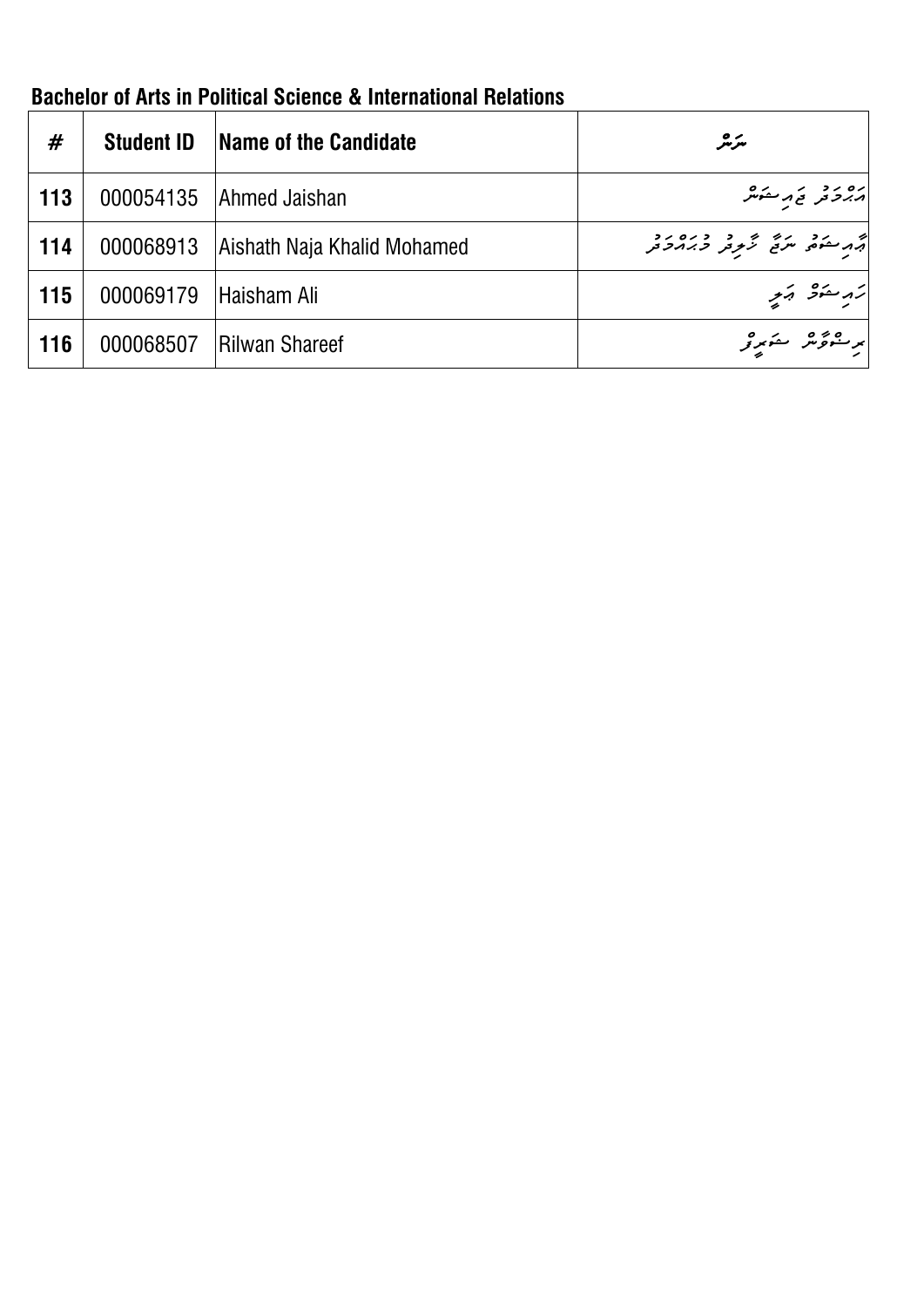**Bachelor of Arts in Political Science & International Relations**

| # | Student ID | Name of the Candidate | ނަން |
|---|---|---|---|
| 113 | 000054135 | Ahmed Jaishan | އަހުމަދު ޖައިޝާން |
| 114 | 000068913 | Aishath Naja Khalid Mohamed | އާއިޝަތު ނަޖާ ޚާލިދު މުހައްމަދު |
| 115 | 000069179 | Haisham Ali | ހައިޝަމް ޢަލީ |
| 116 | 000068507 | Rilwan Shareef | ރިޟްވާން ޝަރީފް |